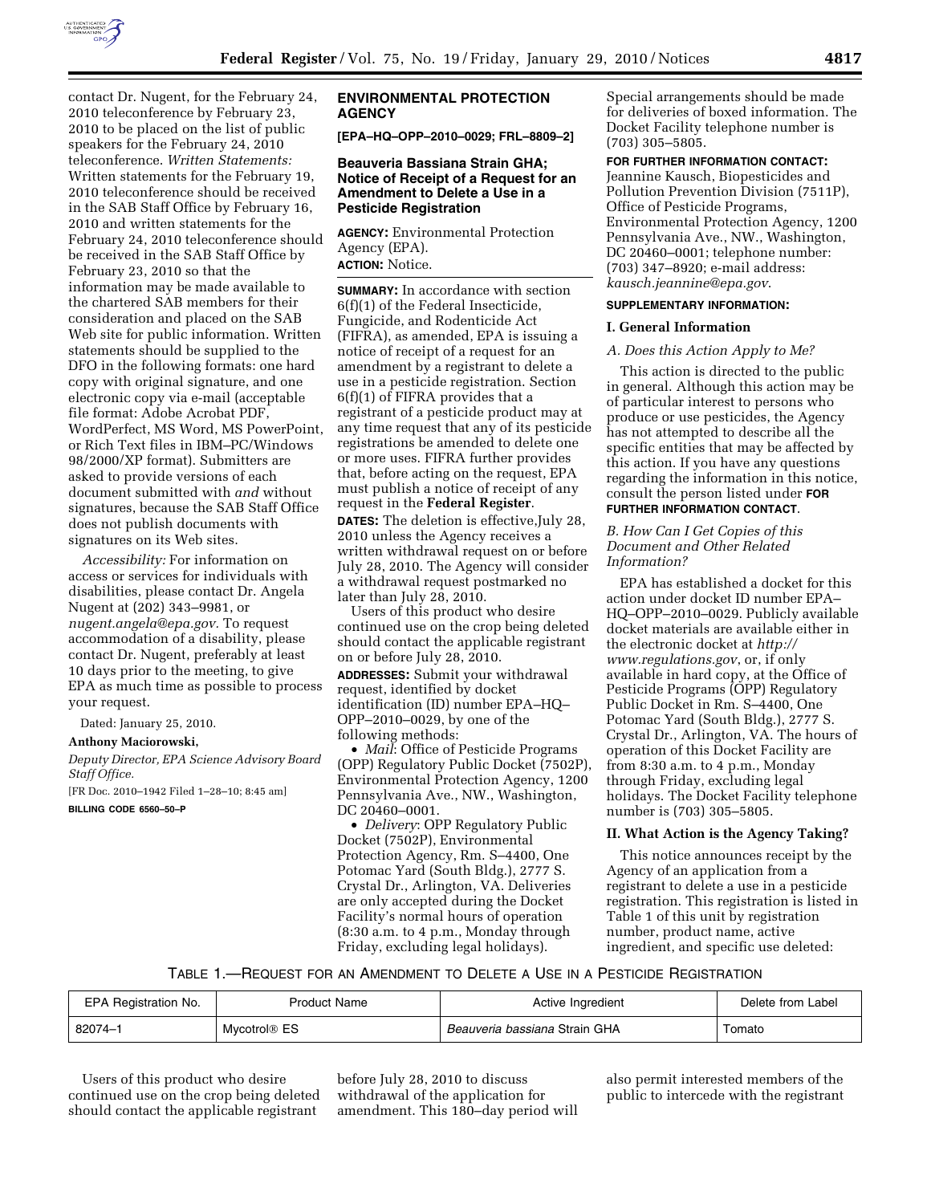contact Dr. Nugent, for the February 24, 2010 teleconference by February 23, 2010 to be placed on the list of public speakers for the February 24, 2010 teleconference. *Written Statements:* Written statements for the February 19, 2010 teleconference should be received in the SAB Staff Office by February 16, 2010 and written statements for the February 24, 2010 teleconference should be received in the SAB Staff Office by February 23, 2010 so that the information may be made available to the chartered SAB members for their consideration and placed on the SAB Web site for public information. Written statements should be supplied to the DFO in the following formats: one hard copy with original signature, and one electronic copy via e-mail (acceptable file format: Adobe Acrobat PDF, WordPerfect, MS Word, MS PowerPoint, or Rich Text files in IBM–PC/Windows 98/2000/XP format). Submitters are asked to provide versions of each document submitted with *and* without signatures, because the SAB Staff Office does not publish documents with signatures on its Web sites.

*Accessibility:* For information on access or services for individuals with disabilities, please contact Dr. Angela Nugent at (202) 343–9981, or *nugent.angela@epa.gov.* To request accommodation of a disability, please contact Dr. Nugent, preferably at least 10 days prior to the meeting, to give EPA as much time as possible to process your request.

Dated: January 25, 2010.

**Anthony Maciorowski,**

*Deputy Director, EPA Science Advisory Board Staff Office.*

[FR Doc. 2010–1942 Filed 1–28–10; 8:45 am]

**BILLING CODE 6560–50–P**

## ENVIRONMENTAL PROTECTION AGENCY

**[EPA–HQ–OPP–2010–0029; FRL–8809–2]**

### Beauveria Bassiana Strain GHA; Notice of Receipt of a Request for an Amendment to Delete a Use in a Pesticide Registration

**AGENCY:** Environmental Protection Agency (EPA).

**ACTION:** Notice.

**SUMMARY:** In accordance with section 6(f)(1) of the Federal Insecticide, Fungicide, and Rodenticide Act (FIFRA), as amended, EPA is issuing a notice of receipt of a request for an amendment by a registrant to delete a use in a pesticide registration. Section 6(f)(1) of FIFRA provides that a registrant of a pesticide product may at any time request that any of its pesticide registrations be amended to delete one or more uses. FIFRA further provides that, before acting on the request, EPA must publish a notice of receipt of any request in the **Federal Register**.

**DATES:** The deletion is effective,July 28, 2010 unless the Agency receives a written withdrawal request on or before July 28, 2010. The Agency will consider a withdrawal request postmarked no later than July 28, 2010.

Users of this product who desire continued use on the crop being deleted should contact the applicable registrant on or before July 28, 2010.

**ADDRESSES:** Submit your withdrawal request, identified by docket identification (ID) number EPA–HQ–OPP–2010–0029, by one of the following methods:

- *Mail*: Office of Pesticide Programs (OPP) Regulatory Public Docket (7502P), Environmental Protection Agency, 1200 Pennsylvania Ave., NW., Washington, DC 20460–0001.
- *Delivery*: OPP Regulatory Public Docket (7502P), Environmental Protection Agency, Rm. S–4400, One Potomac Yard (South Bldg.), 2777 S. Crystal Dr., Arlington, VA. Deliveries are only accepted during the Docket Facility's normal hours of operation (8:30 a.m. to 4 p.m., Monday through Friday, excluding legal holidays). Special arrangements should be made for deliveries of boxed information. The Docket Facility telephone number is (703) 305–5805.

**FOR FURTHER INFORMATION CONTACT:** Jeannine Kausch, Biopesticides and Pollution Prevention Division (7511P), Office of Pesticide Programs, Environmental Protection Agency, 1200 Pennsylvania Ave., NW., Washington, DC 20460–0001; telephone number: (703) 347–8920; e-mail address: *kausch.jeannine@epa.gov*.

**SUPPLEMENTARY INFORMATION:**

#### I. General Information

*A. Does this Action Apply to Me?*

This action is directed to the public in general. Although this action may be of particular interest to persons who produce or use pesticides, the Agency has not attempted to describe all the specific entities that may be affected by this action. If you have any questions regarding the information in this notice, consult the person listed under **FOR FURTHER INFORMATION CONTACT**.

*B. How Can I Get Copies of this Document and Other Related Information?*

EPA has established a docket for this action under docket ID number EPA–HQ–OPP–2010–0029. Publicly available docket materials are available either in the electronic docket at *http://www.regulations.gov*, or, if only available in hard copy, at the Office of Pesticide Programs (OPP) Regulatory Public Docket in Rm. S–4400, One Potomac Yard (South Bldg.), 2777 S. Crystal Dr., Arlington, VA. The hours of operation of this Docket Facility are from 8:30 a.m. to 4 p.m., Monday through Friday, excluding legal holidays. The Docket Facility telephone number is (703) 305–5805.

#### II. What Action is the Agency Taking?

This notice announces receipt by the Agency of an application from a registrant to delete a use in a pesticide registration. This registration is listed in Table 1 of this unit by registration number, product name, active ingredient, and specific use deleted:

TABLE 1.—REQUEST FOR AN AMENDMENT TO DELETE A USE IN A PESTICIDE REGISTRATION

| EPA Registration No. | Product Name | Active Ingredient | Delete from Label |
|---|---|---|---|
| 82074–1 | Mycotrol® ES | *Beauveria bassiana* Strain GHA | Tomato |

Users of this product who desire continued use on the crop being deleted should contact the applicable registrant before July 28, 2010 to discuss withdrawal of the application for amendment. This 180–day period will also permit interested members of the public to intercede with the registrant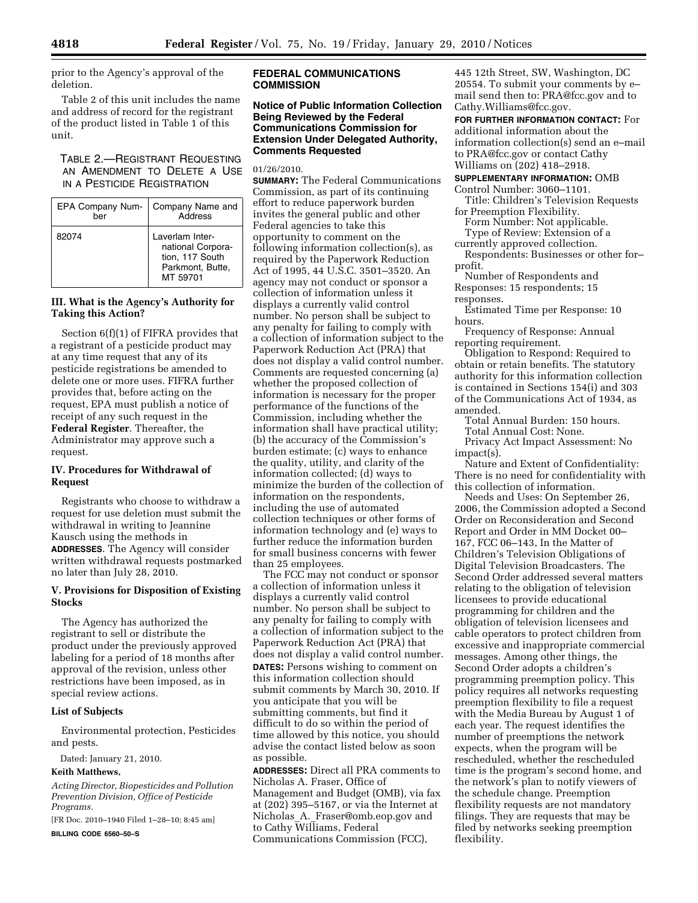prior to the Agency's approval of the deletion.

Table 2 of this unit includes the name and address of record for the registrant of the product listed in Table 1 of this unit.

TABLE 2.—REGISTRANT REQUESTING AN AMENDMENT TO DELETE A USE IN A PESTICIDE REGISTRATION

| EPA Company Number | Company Name and Address |
|---|---|
| 82074 | Laverlam International Corporation, 117 South Parkmont, Butte, MT 59701 |

### III. What is the Agency's Authority for Taking this Action?

Section 6(f)(1) of FIFRA provides that a registrant of a pesticide product may at any time request that any of its pesticide registrations be amended to delete one or more uses. FIFRA further provides that, before acting on the request, EPA must publish a notice of receipt of any such request in the **Federal Register**. Thereafter, the Administrator may approve such a request.

### IV. Procedures for Withdrawal of Request

Registrants who choose to withdraw a request for use deletion must submit the withdrawal in writing to Jeannine Kausch using the methods in **ADDRESSES**. The Agency will consider written withdrawal requests postmarked no later than July 28, 2010.

### V. Provisions for Disposition of Existing Stocks

The Agency has authorized the registrant to sell or distribute the product under the previously approved labeling for a period of 18 months after approval of the revision, unless other restrictions have been imposed, as in special review actions.

### List of Subjects

Environmental protection, Pesticides and pests.

Dated: January 21, 2010.

**Keith Matthews,**

*Acting Director, Biopesticides and Pollution Prevention Division, Office of Pesticide Programs.*

[FR Doc. 2010–1940 Filed 1–28–10; 8:45 am]

**BILLING CODE 6560–50–S**

## FEDERAL COMMUNICATIONS COMMISSION

### Notice of Public Information Collection Being Reviewed by the Federal Communications Commission for Extension Under Delegated Authority, Comments Requested

01/26/2010.

**SUMMARY:** The Federal Communications Commission, as part of its continuing effort to reduce paperwork burden invites the general public and other Federal agencies to take this opportunity to comment on the following information collection(s), as required by the Paperwork Reduction Act of 1995, 44 U.S.C. 3501–3520. An agency may not conduct or sponsor a collection of information unless it displays a currently valid control number. No person shall be subject to any penalty for failing to comply with a collection of information subject to the Paperwork Reduction Act (PRA) that does not display a valid control number. Comments are requested concerning (a) whether the proposed collection of information is necessary for the proper performance of the functions of the Commission, including whether the information shall have practical utility; (b) the accuracy of the Commission's burden estimate; (c) ways to enhance the quality, utility, and clarity of the information collected; (d) ways to minimize the burden of the collection of information on the respondents, including the use of automated collection techniques or other forms of information technology and (e) ways to further reduce the information burden for small business concerns with fewer than 25 employees.

The FCC may not conduct or sponsor a collection of information unless it displays a currently valid control number. No person shall be subject to any penalty for failing to comply with a collection of information subject to the Paperwork Reduction Act (PRA) that does not display a valid control number.

**DATES:** Persons wishing to comment on this information collection should submit comments by March 30, 2010. If you anticipate that you will be submitting comments, but find it difficult to do so within the period of time allowed by this notice, you should advise the contact listed below as soon as possible.

**ADDRESSES:** Direct all PRA comments to Nicholas A. Fraser, Office of Management and Budget (OMB), via fax at (202) 395–5167, or via the Internet at Nicholas_A._Fraser@omb.eop.gov and to Cathy Williams, Federal Communications Commission (FCC), 445 12th Street, SW, Washington, DC 20554. To submit your comments by e–mail send then to: PRA@fcc.gov and to Cathy.Williams@fcc.gov.

**FOR FURTHER INFORMATION CONTACT:** For additional information about the information collection(s) send an e–mail to PRA@fcc.gov or contact Cathy Williams on (202) 418–2918.

**SUPPLEMENTARY INFORMATION:** OMB Control Number: 3060–1101.

Title: Children's Television Requests for Preemption Flexibility.

Form Number: Not applicable.

Type of Review: Extension of a currently approved collection.

Respondents: Businesses or other for–profit.

Number of Respondents and Responses: 15 respondents; 15 responses.

Estimated Time per Response: 10 hours.

Frequency of Response: Annual reporting requirement.

Obligation to Respond: Required to obtain or retain benefits. The statutory authority for this information collection is contained in Sections 154(i) and 303 of the Communications Act of 1934, as amended.

Total Annual Burden: 150 hours.

Total Annual Cost: None.

Privacy Act Impact Assessment: No impact(s).

Nature and Extent of Confidentiality: There is no need for confidentiality with this collection of information.

Needs and Uses: On September 26, 2006, the Commission adopted a Second Order on Reconsideration and Second Report and Order in MM Docket 00–167, FCC 06–143, In the Matter of Children's Television Obligations of Digital Television Broadcasters. The Second Order addressed several matters relating to the obligation of television licensees to provide educational programming for children and the obligation of television licensees and cable operators to protect children from excessive and inappropriate commercial messages. Among other things, the Second Order adopts a children's programming preemption policy. This policy requires all networks requesting preemption flexibility to file a request with the Media Bureau by August 1 of each year. The request identifies the number of preemptions the network expects, when the program will be rescheduled, whether the rescheduled time is the program's second home, and the network's plan to notify viewers of the schedule change. Preemption flexibility requests are not mandatory filings. They are requests that may be filed by networks seeking preemption flexibility.